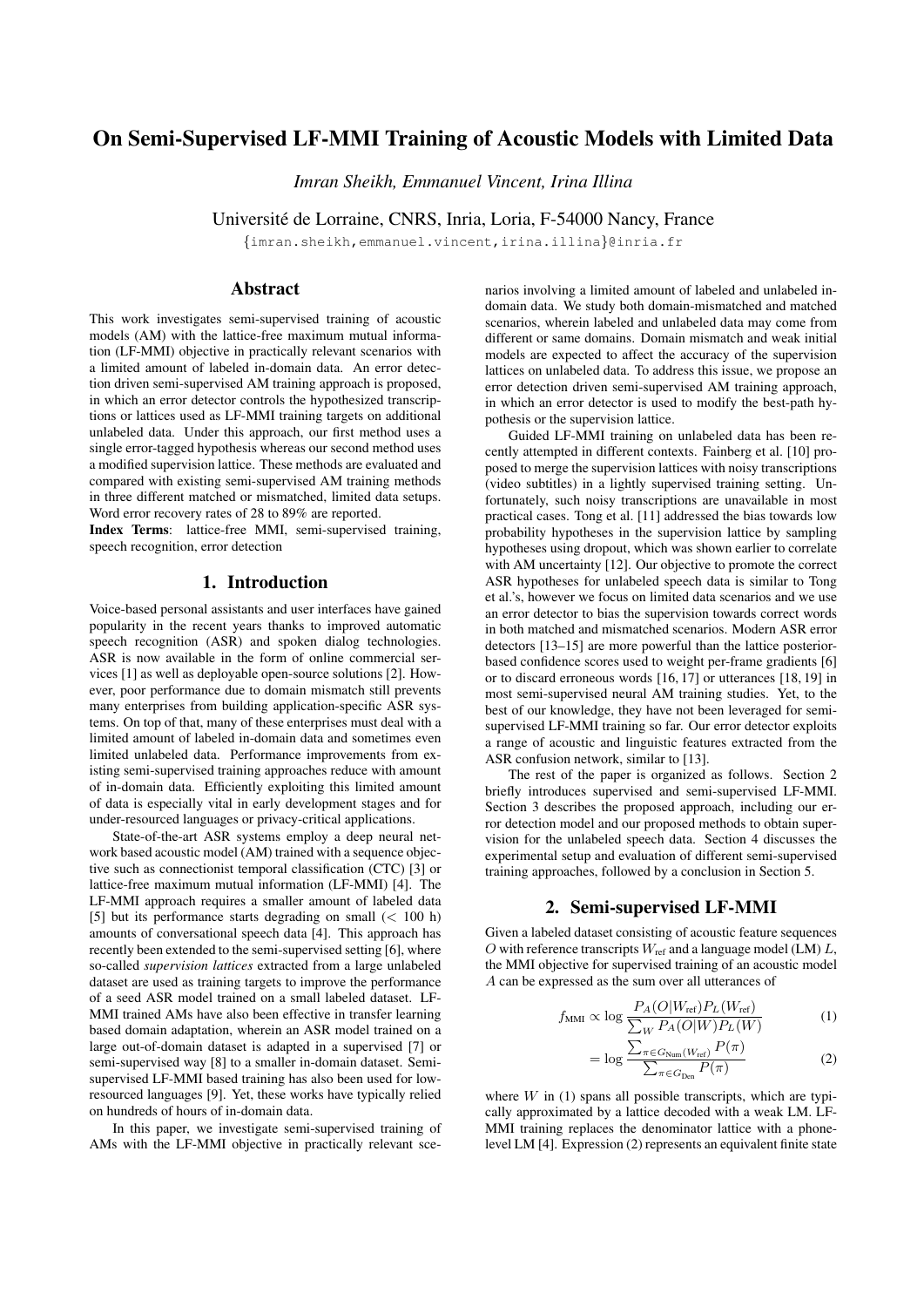# On Semi-Supervised LF-MMI Training of Acoustic Models with Limited Data

*Imran Sheikh, Emmanuel Vincent, Irina Illina*

Université de Lorraine, CNRS, Inria, Loria, F-54000 Nancy, France

{imran.sheikh,emmanuel.vincent,irina.illina}@inria.fr

## Abstract

This work investigates semi-supervised training of acoustic models (AM) with the lattice-free maximum mutual information (LF-MMI) objective in practically relevant scenarios with a limited amount of labeled in-domain data. An error detection driven semi-supervised AM training approach is proposed, in which an error detector controls the hypothesized transcriptions or lattices used as LF-MMI training targets on additional unlabeled data. Under this approach, our first method uses a single error-tagged hypothesis whereas our second method uses a modified supervision lattice. These methods are evaluated and compared with existing semi-supervised AM training methods in three different matched or mismatched, limited data setups. Word error recovery rates of 28 to 89% are reported.

**Index Terms**: lattice-free MMI, semi-supervised training, speech recognition, error detection

## 1. Introduction

Voice-based personal assistants and user interfaces have gained popularity in the recent years thanks to improved automatic speech recognition (ASR) and spoken dialog technologies. ASR is now available in the form of online commercial services [1] as well as deployable open-source solutions [2]. However, poor performance due to domain mismatch still prevents many enterprises from building application-specific ASR systems. On top of that, many of these enterprises must deal with a limited amount of labeled in-domain data and sometimes even limited unlabeled data. Performance improvements from existing semi-supervised training approaches reduce with amount of in-domain data. Efficiently exploiting this limited amount of data is especially vital in early development stages and for under-resourced languages or privacy-critical applications.

State-of-the-art ASR systems employ a deep neural network based acoustic model (AM) trained with a sequence objective such as connectionist temporal classification (CTC) [3] or lattice-free maximum mutual information (LF-MMI) [4]. The LF-MMI approach requires a smaller amount of labeled data [5] but its performance starts degrading on small ($<$ 100 h) amounts of conversational speech data [4]. This approach has recently been extended to the semi-supervised setting [6], where so-called *supervision lattices* extracted from a large unlabeled dataset are used as training targets to improve the performance of a seed ASR model trained on a small labeled dataset. LF-MMI trained AMs have also been effective in transfer learning based domain adaptation, wherein an ASR model trained on a large out-of-domain dataset is adapted in a supervised [7] or semi-supervised way [8] to a smaller in-domain dataset. Semi-supervised LF-MMI based training has also been used for low-resourced languages [9]. Yet, these works have typically relied on hundreds of hours of in-domain data.

In this paper, we investigate semi-supervised training of AMs with the LF-MMI objective in practically relevant scenarios involving a limited amount of labeled and unlabeled in-domain data. We study both domain-mismatched and matched scenarios, wherein labeled and unlabeled data may come from different or same domains. Domain mismatch and weak initial models are expected to affect the accuracy of the supervision lattices on unlabeled data. To address this issue, we propose an error detection driven semi-supervised AM training approach, in which an error detector is used to modify the best-path hypothesis or the supervision lattice.

Guided LF-MMI training on unlabeled data has been recently attempted in different contexts. Fainberg et al. [10] proposed to merge the supervision lattices with noisy transcriptions (video subtitles) in a lightly supervised training setting. Unfortunately, such noisy transcriptions are unavailable in most practical cases. Tong et al. [11] addressed the bias towards low probability hypotheses in the supervision lattice by sampling hypotheses using dropout, which was shown earlier to correlate with AM uncertainty [12]. Our objective to promote the correct ASR hypotheses for unlabeled speech data is similar to Tong et al.'s, however we focus on limited data scenarios and we use an error detector to bias the supervision towards correct words in both matched and mismatched scenarios. Modern ASR error detectors [13–15] are more powerful than the lattice posterior-based confidence scores used to weight per-frame gradients [6] or to discard erroneous words [16, 17] or utterances [18, 19] in most semi-supervised neural AM training studies. Yet, to the best of our knowledge, they have not been leveraged for semi-supervised LF-MMI training so far. Our error detector exploits a range of acoustic and linguistic features extracted from the ASR confusion network, similar to [13].

The rest of the paper is organized as follows. Section 2 briefly introduces supervised and semi-supervised LF-MMI. Section 3 describes the proposed approach, including our error detection model and our proposed methods to obtain supervision for the unlabeled speech data. Section 4 discusses the experimental setup and evaluation of different semi-supervised training approaches, followed by a conclusion in Section 5.

## 2. Semi-supervised LF-MMI

Given a labeled dataset consisting of acoustic feature sequences $O$ with reference transcripts $W_{\text{ref}}$ and a language model (LM) $L$, the MMI objective for supervised training of an acoustic model $A$ can be expressed as the sum over all utterances of

$$f_{\text{MMI}} \propto \log \frac{P_A(O|W_{\text{ref}})P_L(W_{\text{ref}})}{\sum_W P_A(O|W)P_L(W)} \tag{1}$$

$$= \log \frac{\sum_{\pi \in G_{\text{Num}}(W_{\text{ref}})} P(\pi)}{\sum_{\pi \in G_{\text{Den}}} P(\pi)} \tag{2}$$

where $W$ in (1) spans all possible transcripts, which are typically approximated by a lattice decoded with a weak LM. LF-MMI training replaces the denominator lattice with a phone-level LM [4]. Expression (2) represents an equivalent finite state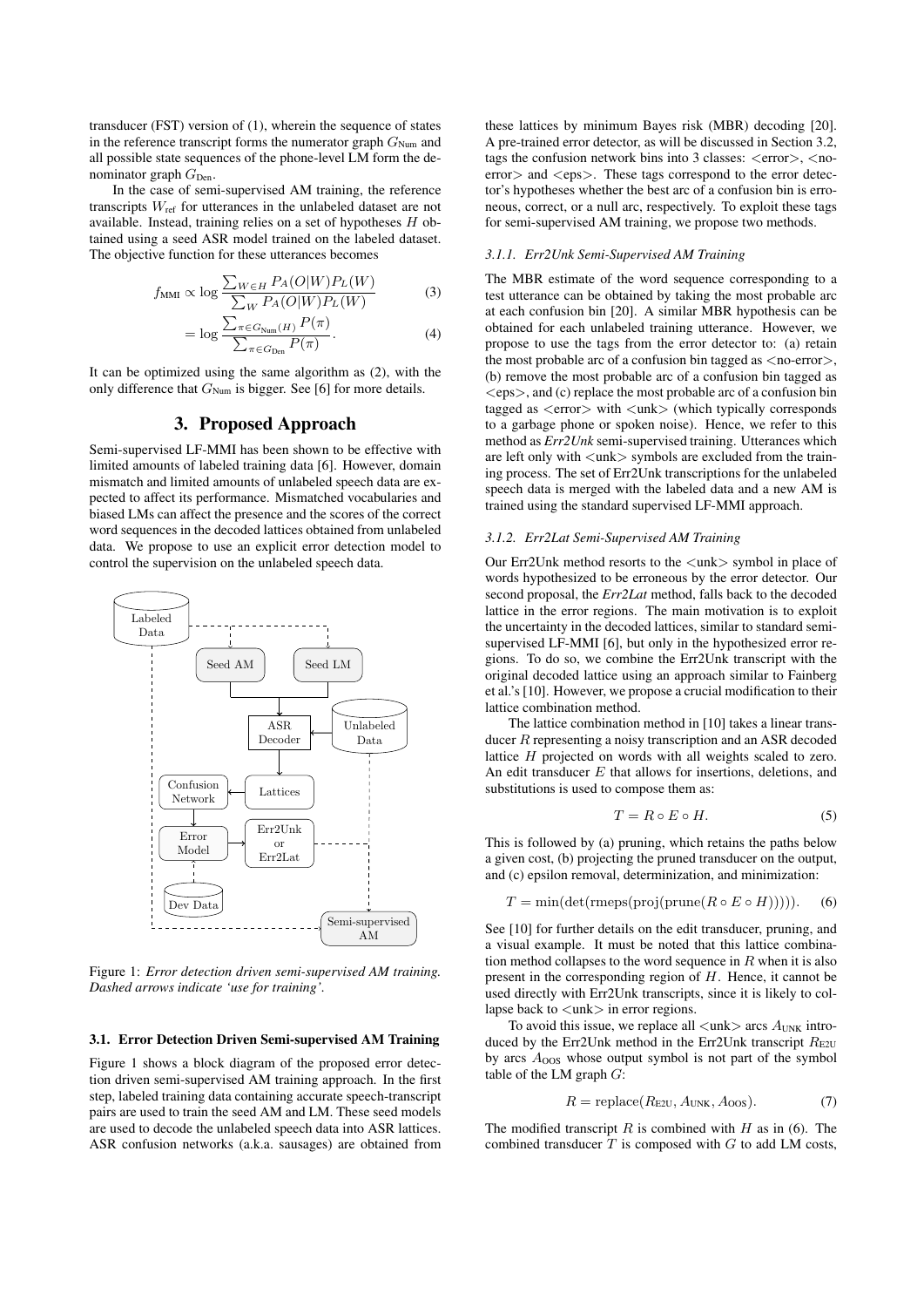transducer (FST) version of (1), wherein the sequence of states in the reference transcript forms the numerator graph $G_{\text{Num}}$ and all possible state sequences of the phone-level LM form the denominator graph $G_{\text{Den}}$.

In the case of semi-supervised AM training, the reference transcripts $W_{\text{ref}}$ for utterances in the unlabeled dataset are not available. Instead, training relies on a set of hypotheses $H$ obtained using a seed ASR model trained on the labeled dataset. The objective function for these utterances becomes

$$f_{\text{MMI}} \propto \log \frac{\sum_{W \in H} P_A(O|W) P_L(W)}{\sum_{W} P_A(O|W) P_L(W)} \tag{3}$$

$$= \log \frac{\sum_{\pi \in G_{\text{Num}}(H)} P(\pi)}{\sum_{\pi \in G_{\text{Den}}} P(\pi)}. \tag{4}$$

It can be optimized using the same algorithm as (2), with the only difference that $G_{\text{Num}}$ is bigger. See [6] for more details.

## 3. Proposed Approach

Semi-supervised LF-MMI has been shown to be effective with limited amounts of labeled training data [6]. However, domain mismatch and limited amounts of unlabeled speech data are expected to affect its performance. Mismatched vocabularies and biased LMs can affect the presence and the scores of the correct word sequences in the decoded lattices obtained from unlabeled data. We propose to use an explicit error detection model to control the supervision on the unlabeled speech data.

Figure 1: *Error detection driven semi-supervised AM training. Dashed arrows indicate 'use for training'.*

### 3.1. Error Detection Driven Semi-supervised AM Training

Figure 1 shows a block diagram of the proposed error detection driven semi-supervised AM training approach. In the first step, labeled training data containing accurate speech-transcript pairs are used to train the seed AM and LM. These seed models are used to decode the unlabeled speech data into ASR lattices. ASR confusion networks (a.k.a. sausages) are obtained from these lattices by minimum Bayes risk (MBR) decoding [20]. A pre-trained error detector, as will be discussed in Section 3.2, tags the confusion network bins into 3 classes: <error>, <no-error> and <eps>. These tags correspond to the error detector's hypotheses whether the best arc of a confusion bin is erroneous, correct, or a null arc, respectively. To exploit these tags for semi-supervised AM training, we propose two methods.

#### 3.1.1. Err2Unk Semi-Supervised AM Training

The MBR estimate of the word sequence corresponding to a test utterance can be obtained by taking the most probable arc at each confusion bin [20]. A similar MBR hypothesis can be obtained for each unlabeled training utterance. However, we propose to use the tags from the error detector to: (a) retain the most probable arc of a confusion bin tagged as <no-error>, (b) remove the most probable arc of a confusion bin tagged as <eps>, and (c) replace the most probable arc of a confusion bin tagged as <error> with <unk> (which typically corresponds to a garbage phone or spoken noise). Hence, we refer to this method as *Err2Unk* semi-supervised training. Utterances which are left only with <unk> symbols are excluded from the training process. The set of Err2Unk transcriptions for the unlabeled speech data is merged with the labeled data and a new AM is trained using the standard supervised LF-MMI approach.

#### 3.1.2. Err2Lat Semi-Supervised AM Training

Our Err2Unk method resorts to the <unk> symbol in place of words hypothesized to be erroneous by the error detector. Our second proposal, the *Err2Lat* method, falls back to the decoded lattice in the error regions. The main motivation is to exploit the uncertainty in the decoded lattices, similar to standard semi-supervised LF-MMI [6], but only in the hypothesized error regions. To do so, we combine the Err2Unk transcript with the original decoded lattice using an approach similar to Fainberg et al.'s [10]. However, we propose a crucial modification to their lattice combination method.

The lattice combination method in [10] takes a linear transducer $R$ representing a noisy transcription and an ASR decoded lattice $H$ projected on words with all weights scaled to zero. An edit transducer $E$ that allows for insertions, deletions, and substitutions is used to compose them as:

$$T = R \circ E \circ H. \tag{5}$$

This is followed by (a) pruning, which retains the paths below a given cost, (b) projecting the pruned transducer on the output, and (c) epsilon removal, determinization, and minimization:

$$T = \min(\det(\text{rmeps}(\text{proj}(\text{prune}(R \circ E \circ H))))). \tag{6}$$

See [10] for further details on the edit transducer, pruning, and a visual example. It must be noted that this lattice combination method collapses to the word sequence in $R$ when it is also present in the corresponding region of $H$. Hence, it cannot be used directly with Err2Unk transcripts, since it is likely to collapse back to <unk> in error regions.

To avoid this issue, we replace all <unk> arcs $A_{\text{UNK}}$ introduced by the Err2Unk method in the Err2Unk transcript $R_{\text{E2U}}$ by arcs $A_{\text{OOS}}$ whose output symbol is not part of the symbol table of the LM graph $G$:

$$R = \text{replace}(R_{\text{E2U}}, A_{\text{UNK}}, A_{\text{OOS}}). \tag{7}$$

The modified transcript $R$ is combined with $H$ as in (6). The combined transducer $T$ is composed with $G$ to add LM costs,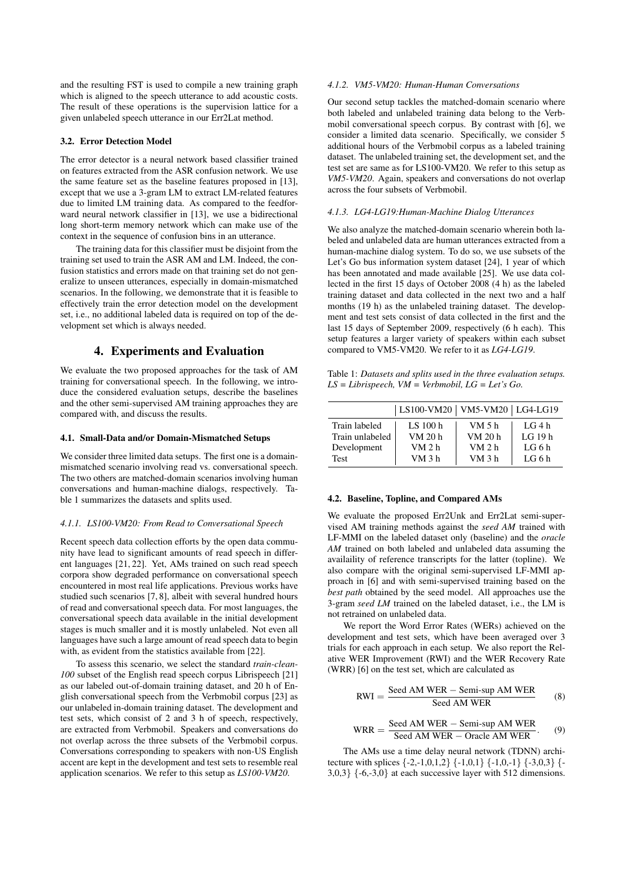and the resulting FST is used to compile a new training graph which is aligned to the speech utterance to add acoustic costs. The result of these operations is the supervision lattice for a given unlabeled speech utterance in our Err2Lat method.

### 3.2. Error Detection Model

The error detector is a neural network based classifier trained on features extracted from the ASR confusion network. We use the same feature set as the baseline features proposed in [13], except that we use a 3-gram LM to extract LM-related features due to limited LM training data. As compared to the feedforward neural network classifier in [13], we use a bidirectional long short-term memory network which can make use of the context in the sequence of confusion bins in an utterance.

The training data for this classifier must be disjoint from the training set used to train the ASR AM and LM. Indeed, the confusion statistics and errors made on that training set do not generalize to unseen utterances, especially in domain-mismatched scenarios. In the following, we demonstrate that it is feasible to effectively train the error detection model on the development set, i.e., no additional labeled data is required on top of the development set which is always needed.

## 4. Experiments and Evaluation

We evaluate the two proposed approaches for the task of AM training for conversational speech. In the following, we introduce the considered evaluation setups, describe the baselines and the other semi-supervised AM training approaches they are compared with, and discuss the results.

### 4.1. Small-Data and/or Domain-Mismatched Setups

We consider three limited data setups. The first one is a domain-mismatched scenario involving read vs. conversational speech. The two others are matched-domain scenarios involving human conversations and human-machine dialogs, respectively. Table 1 summarizes the datasets and splits used.

#### 4.1.1. LS100-VM20: From Read to Conversational Speech

Recent speech data collection efforts by the open data community have lead to significant amounts of read speech in different languages [21, 22]. Yet, AMs trained on such read speech corpora show degraded performance on conversational speech encountered in most real life applications. Previous works have studied such scenarios [7, 8], albeit with several hundred hours of read and conversational speech data. For most languages, the conversational speech data available in the initial development stages is much smaller and it is mostly unlabeled. Not even all languages have such a large amount of read speech data to begin with, as evident from the statistics available from [22].

To assess this scenario, we select the standard *train-clean-100* subset of the English read speech corpus Librispeech [21] as our labeled out-of-domain training dataset, and 20 h of English conversational speech from the Verbmobil corpus [23] as our unlabeled in-domain training dataset. The development and test sets, which consist of 2 and 3 h of speech, respectively, are extracted from Verbmobil. Speakers and conversations do not overlap across the three subsets of the Verbmobil corpus. Conversations corresponding to speakers with non-US English accent are kept in the development and test sets to resemble real application scenarios. We refer to this setup as *LS100-VM20*.

#### 4.1.2. VM5-VM20: Human-Human Conversations

Our second setup tackles the matched-domain scenario where both labeled and unlabeled training data belong to the Verbmobil conversational speech corpus. By contrast with [6], we consider a limited data scenario. Specifically, we consider 5 additional hours of the Verbmobil corpus as a labeled training dataset. The unlabeled training set, the development set, and the test set are same as for LS100-VM20. We refer to this setup as *VM5-VM20*. Again, speakers and conversations do not overlap across the four subsets of Verbmobil.

#### 4.1.3. LG4-LG19:Human-Machine Dialog Utterances

We also analyze the matched-domain scenario wherein both labeled and unlabeled data are human utterances extracted from a human-machine dialog system. To do so, we use subsets of the Let's Go bus information system dataset [24], 1 year of which has been annotated and made available [25]. We use data collected in the first 15 days of October 2008 (4 h) as the labeled training dataset and data collected in the next two and a half months (19 h) as the unlabeled training dataset. The development and test sets consist of data collected in the first and the last 15 days of September 2009, respectively (6 h each). This setup features a larger variety of speakers within each subset compared to VM5-VM20. We refer to it as *LG4-LG19*.

Table 1: *Datasets and splits used in the three evaluation setups. LS = Librispeech, VM = Verbmobil, LG = Let's Go.*

| | LS100-VM20 | VM5-VM20 | LG4-LG19 |
|---|---|---|---|
| Train labeled | LS 100 h | VM 5 h | LG 4 h |
| Train unlabeled | VM 20 h | VM 20 h | LG 19 h |
| Development | VM 2 h | VM 2 h | LG 6 h |
| Test | VM 3 h | VM 3 h | LG 6 h |

### 4.2. Baseline, Topline, and Compared AMs

We evaluate the proposed Err2Unk and Err2Lat semi-supervised AM training methods against the *seed AM* trained with LF-MMI on the labeled dataset only (baseline) and the *oracle AM* trained on both labeled and unlabeled data assuming the availaility of reference transcripts for the latter (topline). We also compare with the original semi-supervised LF-MMI approach in [6] and with semi-supervised training based on the *best path* obtained by the seed model. All approaches use the 3-gram *seed LM* trained on the labeled dataset, i.e., the LM is not retrained on unlabeled data.

We report the Word Error Rates (WERs) achieved on the development and test sets, which have been averaged over 3 trials for each approach in each setup. We also report the Relative WER Improvement (RWI) and the WER Recovery Rate (WRR) [6] on the test set, which are calculated as

$$\text{RWI} = \frac{\text{Seed AM WER} - \text{Semi-sup AM WER}}{\text{Seed AM WER}} \tag{8}$$

$$\text{WRR} = \frac{\text{Seed AM WER} - \text{Semi-sup AM WER}}{\text{Seed AM WER} - \text{Oracle AM WER}}. \tag{9}$$

The AMs use a time delay neural network (TDNN) architecture with splices {-2,-1,0,1,2} {-1,0,1} {-1,0,-1} {-3,0,3} {-3,0,3} {-6,-3,0} at each successive layer with 512 dimensions.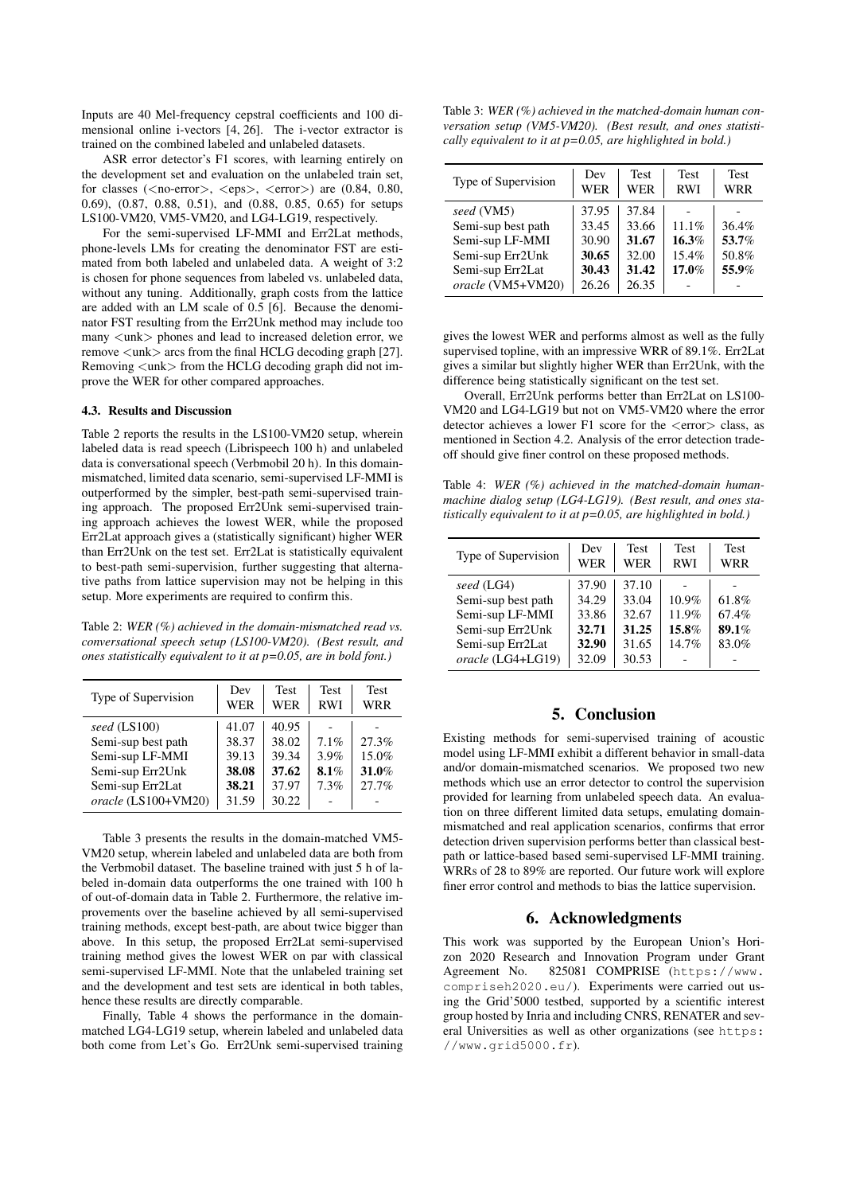Inputs are 40 Mel-frequency cepstral coefficients and 100 dimensional online i-vectors [4, 26]. The i-vector extractor is trained on the combined labeled and unlabeled datasets.

ASR error detector's F1 scores, with learning entirely on the development set and evaluation on the unlabeled train set, for classes (<no-error>, <eps>, <error>) are (0.84, 0.80, 0.69), (0.87, 0.88, 0.51), and (0.88, 0.85, 0.65) for setups LS100-VM20, VM5-VM20, and LG4-LG19, respectively.

For the semi-supervised LF-MMI and Err2Lat methods, phone-levels LMs for creating the denominator FST are estimated from both labeled and unlabeled data. A weight of 3:2 is chosen for phone sequences from labeled vs. unlabeled data, without any tuning. Additionally, graph costs from the lattice are added with an LM scale of 0.5 [6]. Because the denominator FST resulting from the Err2Unk method may include too many <unk> phones and lead to increased deletion error, we remove <unk> arcs from the final HCLG decoding graph [27]. Removing <unk> from the HCLG decoding graph did not improve the WER for other compared approaches.

### 4.3. Results and Discussion

Table 2 reports the results in the LS100-VM20 setup, wherein labeled data is read speech (Librispeech 100 h) and unlabeled data is conversational speech (Verbmobil 20 h). In this domain-mismatched, limited data scenario, semi-supervised LF-MMI is outperformed by the simpler, best-path semi-supervised training approach. The proposed Err2Unk semi-supervised training approach achieves the lowest WER, while the proposed Err2Lat approach gives a (statistically significant) higher WER than Err2Unk on the test set. Err2Lat is statistically equivalent to best-path semi-supervision, further suggesting that alternative paths from lattice supervision may not be helping in this setup. More experiments are required to confirm this.

Table 2: *WER (%) achieved in the domain-mismatched read vs. conversational speech setup (LS100-VM20). (Best result, and ones statistically equivalent to it at p=0.05, are in bold font.)*

| Type of Supervision | Dev WER | Test WER | Test RWI | Test WRR |
|---|---|---|---|---|
| *seed* (LS100) | 41.07 | 40.95 | - | - |
| Semi-sup best path | 38.37 | 38.02 | 7.1% | 27.3% |
| Semi-sup LF-MMI | 39.13 | 39.34 | 3.9% | 15.0% |
| Semi-sup Err2Unk | **38.08** | **37.62** | **8.1**% | **31.0**% |
| Semi-sup Err2Lat | **38.21** | 37.97 | 7.3% | 27.7% |
| *oracle* (LS100+VM20) | 31.59 | 30.22 | - | - |

Table 3 presents the results in the domain-matched VM5-VM20 setup, wherein labeled and unlabeled data are both from the Verbmobil dataset. The baseline trained with just 5 h of labeled in-domain data outperforms the one trained with 100 h of out-of-domain data in Table 2. Furthermore, the relative improvements over the baseline achieved by all semi-supervised training methods, except best-path, are about twice bigger than above. In this setup, the proposed Err2Lat semi-supervised training method gives the lowest WER on par with classical semi-supervised LF-MMI. Note that the unlabeled training set and the development and test sets are identical in both tables, hence these results are directly comparable.

Finally, Table 4 shows the performance in the domain-matched LG4-LG19 setup, wherein labeled and unlabeled data both come from Let's Go. Err2Unk semi-supervised training gives the lowest WER and performs almost as well as the fully supervised topline, with an impressive WRR of 89.1%. Err2Lat gives a similar but slightly higher WER than Err2Unk, with the difference being statistically significant on the test set.

Table 3: *WER (%) achieved in the matched-domain human conversation setup (VM5-VM20). (Best result, and ones statistically equivalent to it at p=0.05, are highlighted in bold.)*

| Type of Supervision | Dev WER | Test WER | Test RWI | Test WRR |
|---|---|---|---|---|
| *seed* (VM5) | 37.95 | 37.84 | - | - |
| Semi-sup best path | 33.45 | 33.66 | 11.1% | 36.4% |
| Semi-sup LF-MMI | 30.90 | **31.67** | **16.3**% | **53.7**% |
| Semi-sup Err2Unk | **30.65** | 32.00 | 15.4% | 50.8% |
| Semi-sup Err2Lat | **30.43** | **31.42** | **17.0**% | **55.9**% |
| *oracle* (VM5+VM20) | 26.26 | 26.35 | - | - |

Overall, Err2Unk performs better than Err2Lat on LS100-VM20 and LG4-LG19 but not on VM5-VM20 where the error detector achieves a lower F1 score for the <error> class, as mentioned in Section 4.2. Analysis of the error detection trade-off should give finer control on these proposed methods.

Table 4: *WER (%) achieved in the matched-domain human-machine dialog setup (LG4-LG19). (Best result, and ones statistically equivalent to it at p=0.05, are highlighted in bold.)*

| Type of Supervision | Dev WER | Test WER | Test RWI | Test WRR |
|---|---|---|---|---|
| *seed* (LG4) | 37.90 | 37.10 | - | - |
| Semi-sup best path | 34.29 | 33.04 | 10.9% | 61.8% |
| Semi-sup LF-MMI | 33.86 | 32.67 | 11.9% | 67.4% |
| Semi-sup Err2Unk | **32.71** | **31.25** | **15.8**% | **89.1**% |
| Semi-sup Err2Lat | **32.90** | 31.65 | 14.7% | 83.0% |
| *oracle* (LG4+LG19) | 32.09 | 30.53 | - | - |

## 5. Conclusion

Existing methods for semi-supervised training of acoustic model using LF-MMI exhibit a different behavior in small-data and/or domain-mismatched scenarios. We proposed two new methods which use an error detector to control the supervision provided for learning from unlabeled speech data. An evaluation on three different limited data setups, emulating domain-mismatched and real application scenarios, confirms that error detection driven supervision performs better than classical best-path or lattice-based based semi-supervised LF-MMI training. WRRs of 28 to 89% are reported. Our future work will explore finer error control and methods to bias the lattice supervision.

## 6. Acknowledgments

This work was supported by the European Union's Horizon 2020 Research and Innovation Program under Grant Agreement No. 825081 COMPRISE (https://www.compriseh2020.eu/). Experiments were carried out using the Grid'5000 testbed, supported by a scientific interest group hosted by Inria and including CNRS, RENATER and several Universities as well as other organizations (see https://www.grid5000.fr).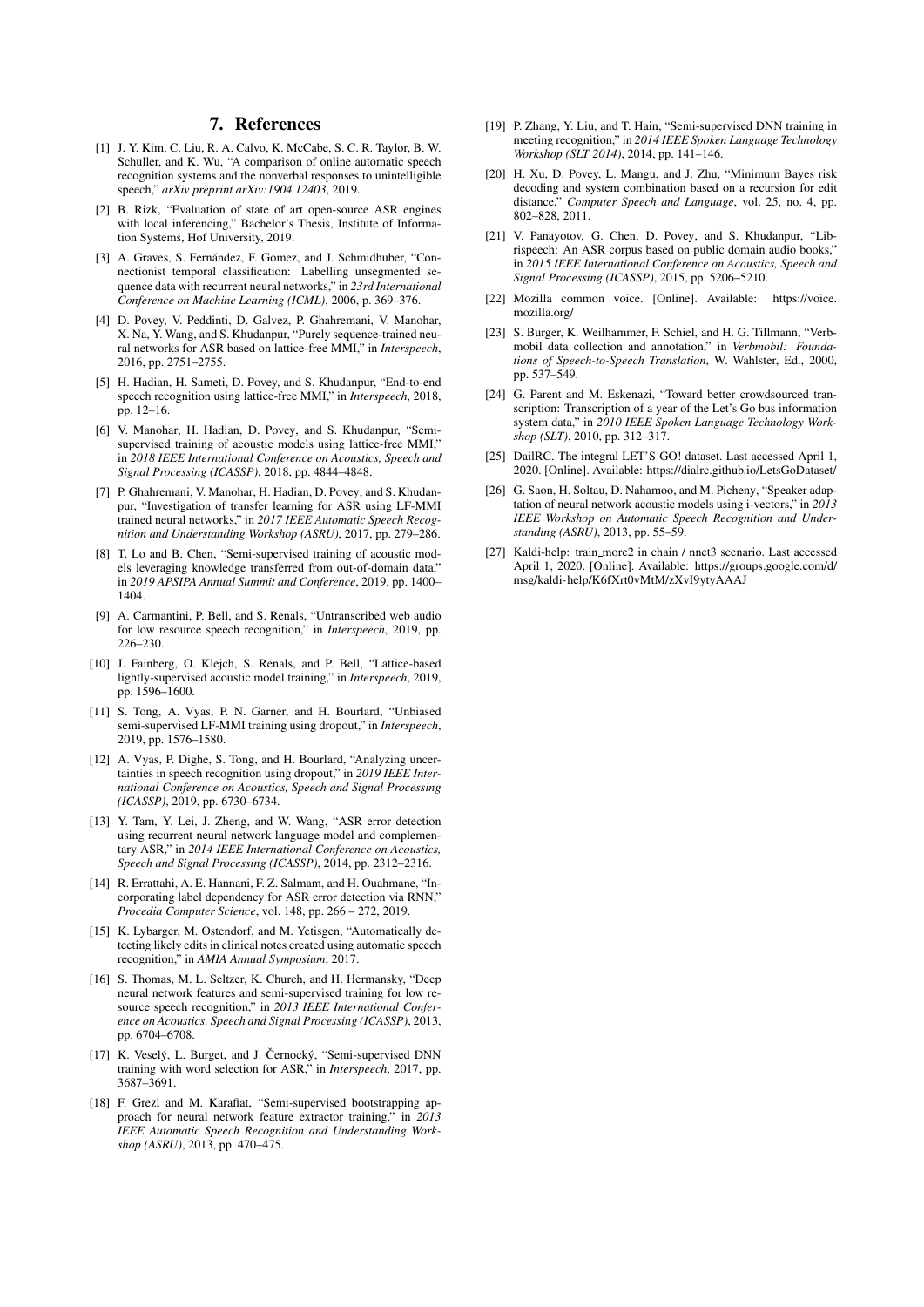# 7. References

[1] J. Y. Kim, C. Liu, R. A. Calvo, K. McCabe, S. C. R. Taylor, B. W. Schuller, and K. Wu, "A comparison of online automatic speech recognition systems and the nonverbal responses to unintelligible speech," *arXiv preprint arXiv:1904.12403*, 2019.

[2] B. Rizk, "Evaluation of state of art open-source ASR engines with local inferencing," Bachelor's Thesis, Institute of Information Systems, Hof University, 2019.

[3] A. Graves, S. Fernández, F. Gomez, and J. Schmidhuber, "Connectionist temporal classification: Labelling unsegmented sequence data with recurrent neural networks," in *23rd International Conference on Machine Learning (ICML)*, 2006, pp. 369–376.

[4] D. Povey, V. Peddinti, D. Galvez, P. Ghahremani, V. Manohar, X. Na, Y. Wang, and S. Khudanpur, "Purely sequence-trained neural networks for ASR based on lattice-free MMI," in *Interspeech*, 2016, pp. 2751–2755.

[5] H. Hadian, H. Sameti, D. Povey, and S. Khudanpur, "End-to-end speech recognition using lattice-free MMI," in *Interspeech*, 2018, pp. 12–16.

[6] V. Manohar, H. Hadian, D. Povey, and S. Khudanpur, "Semi-supervised training of acoustic models using lattice-free MMI," in *2018 IEEE International Conference on Acoustics, Speech and Signal Processing (ICASSP)*, 2018, pp. 4844–4848.

[7] P. Ghahremani, V. Manohar, H. Hadian, D. Povey, and S. Khudanpur, "Investigation of transfer learning for ASR using LF-MMI trained neural networks," in *2017 IEEE Automatic Speech Recognition and Understanding Workshop (ASRU)*, 2017, pp. 279–286.

[8] T. Lo and B. Chen, "Semi-supervised training of acoustic models leveraging knowledge transferred from out-of-domain data," in *2019 APSIPA Annual Summit and Conference*, 2019, pp. 1400–1404.

[9] A. Carmantini, P. Bell, and S. Renals, "Untranscribed web audio for low resource speech recognition," in *Interspeech*, 2019, pp. 226–230.

[10] J. Fainberg, O. Klejch, S. Renals, and P. Bell, "Lattice-based lightly-supervised acoustic model training," in *Interspeech*, 2019, pp. 1596–1600.

[11] S. Tong, A. Vyas, P. N. Garner, and H. Bourlard, "Unbiased semi-supervised LF-MMI training using dropout," in *Interspeech*, 2019, pp. 1576–1580.

[12] A. Vyas, P. Dighe, S. Tong, and H. Bourlard, "Analyzing uncertainties in speech recognition using dropout," in *2019 IEEE International Conference on Acoustics, Speech and Signal Processing (ICASSP)*, 2019, pp. 6730–6734.

[13] Y. Tam, Y. Lei, J. Zheng, and W. Wang, "ASR error detection using recurrent neural network language model and complementary ASR," in *2014 IEEE International Conference on Acoustics, Speech and Signal Processing (ICASSP)*, 2014, pp. 2312–2316.

[14] R. Errattahi, A. E. Hannani, F. Z. Salmam, and H. Ouahmane, "Incorporating label dependency for ASR error detection via RNN," *Procedia Computer Science*, vol. 148, pp. 266 – 272, 2019.

[15] K. Lybarger, M. Ostendorf, and M. Yetisgen, "Automatically detecting likely edits in clinical notes created using automatic speech recognition," in *AMIA Annual Symposium*, 2017.

[16] S. Thomas, M. L. Seltzer, K. Church, and H. Hermansky, "Deep neural network features and semi-supervised training for low resource speech recognition," in *2013 IEEE International Conference on Acoustics, Speech and Signal Processing (ICASSP)*, 2013, pp. 6704–6708.

[17] K. Veselý, L. Burget, and J. Černocký, "Semi-supervised DNN training with word selection for ASR," in *Interspeech*, 2017, pp. 3687–3691.

[18] F. Grezl and M. Karafiat, "Semi-supervised bootstrapping approach for neural network feature extractor training," in *2013 IEEE Automatic Speech Recognition and Understanding Workshop (ASRU)*, 2013, pp. 470–475.

[19] P. Zhang, Y. Liu, and T. Hain, "Semi-supervised DNN training in meeting recognition," in *2014 IEEE Spoken Language Technology Workshop (SLT 2014)*, 2014, pp. 141–146.

[20] H. Xu, D. Povey, L. Mangu, and J. Zhu, "Minimum Bayes risk decoding and system combination based on a recursion for edit distance," *Computer Speech and Language*, vol. 25, no. 4, pp. 802–828, 2011.

[21] V. Panayotov, G. Chen, D. Povey, and S. Khudanpur, "Librispeech: An ASR corpus based on public domain audio books," in *2015 IEEE International Conference on Acoustics, Speech and Signal Processing (ICASSP)*, 2015, pp. 5206–5210.

[22] Mozilla common voice. [Online]. Available: https://voice.mozilla.org/

[23] S. Burger, K. Weilhammer, F. Schiel, and H. G. Tillmann, "Verbmobil data collection and annotation," in *Verbmobil: Foundations of Speech-to-Speech Translation*, W. Wahlster, Ed., 2000, pp. 537–549.

[24] G. Parent and M. Eskenazi, "Toward better crowdsourced transcription: Transcription of a year of the Let's Go bus information system data," in *2010 IEEE Spoken Language Technology Workshop (SLT)*, 2010, pp. 312–317.

[25] DailRC. The integral LET'S GO! dataset. Last accessed April 1, 2020. [Online]. Available: https://dialrc.github.io/LetsGoDataset/

[26] G. Saon, H. Soltau, D. Nahamoo, and M. Picheny, "Speaker adaptation of neural network acoustic models using i-vectors," in *2013 IEEE Workshop on Automatic Speech Recognition and Understanding (ASRU)*, 2013, pp. 55–59.

[27] Kaldi-help: train_more2 in chain / nnet3 scenario. Last accessed April 1, 2020. [Online]. Available: https://groups.google.com/d/msg/kaldi-help/K6fXrt0vMtM/zXvI9ytyAAAJ